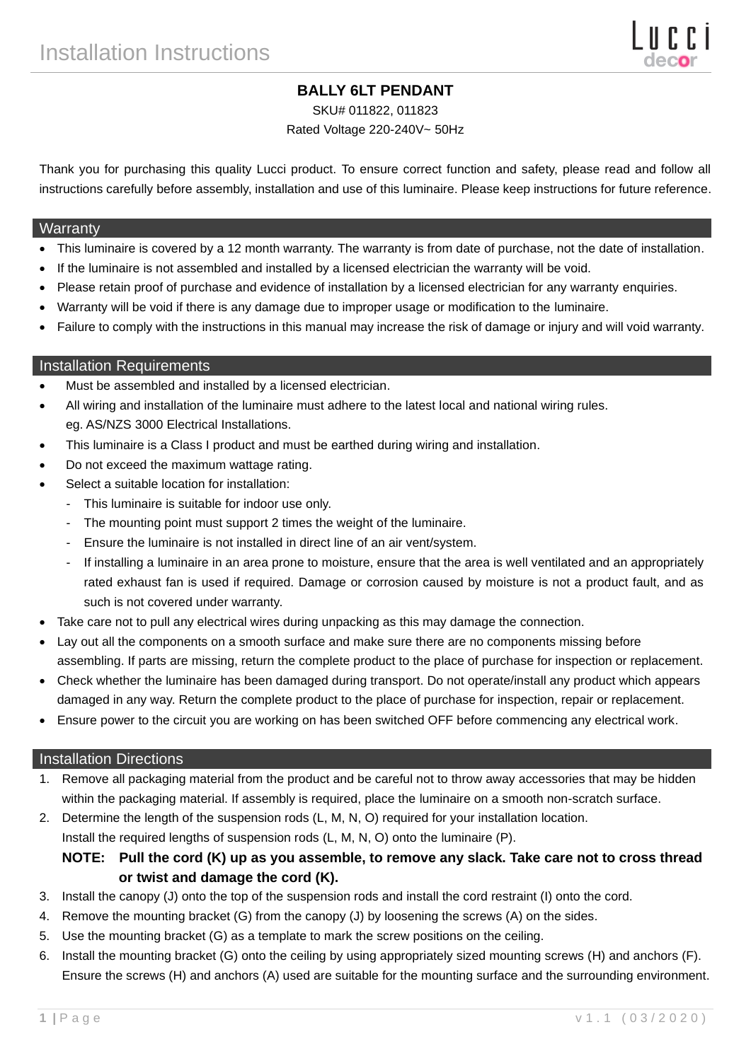# Installation Instructions

## BALLY 6LT PENDANT

SKU# 011822, 011823

Rated Voltage 220-240V~ 50Hz

Thank you for purchasing this quality Lucci product. To ensure correct function and safety, please read and follow all instructions carefully before assembly, installation and use of this luminaire. Please keep instructions for future reference.

## Warranty

- This luminaire is covered by a 12 month warranty. The warranty is from date of purchase, not the date of installation.
- If the luminaire is not assembled and installed by a licensed electrician the warranty will be void.
- Please retain proof of purchase and evidence of installation by a licensed electrician for any warranty enquiries.
- Warranty will be void if there is any damage due to improper usage or modification to the luminaire.
- Failure to comply with the instructions in this manual may increase the risk of damage or injury and will void warranty.

## Installation Requirements

- Must be assembled and installed by a licensed electrician.
- All wiring and installation of the luminaire must adhere to the latest local and national wiring rules. eg. AS/NZS 3000 Electrical Installations.
- This luminaire is a Class I product and must be earthed during wiring and installation.
- Do not exceed the maximum wattage rating.
- Select a suitable location for installation:
  - This luminaire is suitable for indoor use only.
  - The mounting point must support 2 times the weight of the luminaire.
  - Ensure the luminaire is not installed in direct line of an air vent/system.
  - If installing a luminaire in an area prone to moisture, ensure that the area is well ventilated and an appropriately rated exhaust fan is used if required. Damage or corrosion caused by moisture is not a product fault, and as such is not covered under warranty.
- Take care not to pull any electrical wires during unpacking as this may damage the connection.
- Lay out all the components on a smooth surface and make sure there are no components missing before assembling. If parts are missing, return the complete product to the place of purchase for inspection or replacement.
- Check whether the luminaire has been damaged during transport. Do not operate/install any product which appears damaged in any way. Return the complete product to the place of purchase for inspection, repair or replacement.
- Ensure power to the circuit you are working on has been switched OFF before commencing any electrical work.

## Installation Directions

1. Remove all packaging material from the product and be careful not to throw away accessories that may be hidden within the packaging material. If assembly is required, place the luminaire on a smooth non-scratch surface.
2. Determine the length of the suspension rods (L, M, N, O) required for your installation location. Install the required lengths of suspension rods (L, M, N, O) onto the luminaire (P).
   **NOTE: Pull the cord (K) up as you assemble, to remove any slack. Take care not to cross thread or twist and damage the cord (K).**
3. Install the canopy (J) onto the top of the suspension rods and install the cord restraint (I) onto the cord.
4. Remove the mounting bracket (G) from the canopy (J) by loosening the screws (A) on the sides.
5. Use the mounting bracket (G) as a template to mark the screw positions on the ceiling.
6. Install the mounting bracket (G) onto the ceiling by using appropriately sized mounting screws (H) and anchors (F). Ensure the screws (H) and anchors (A) used are suitable for the mounting surface and the surrounding environment.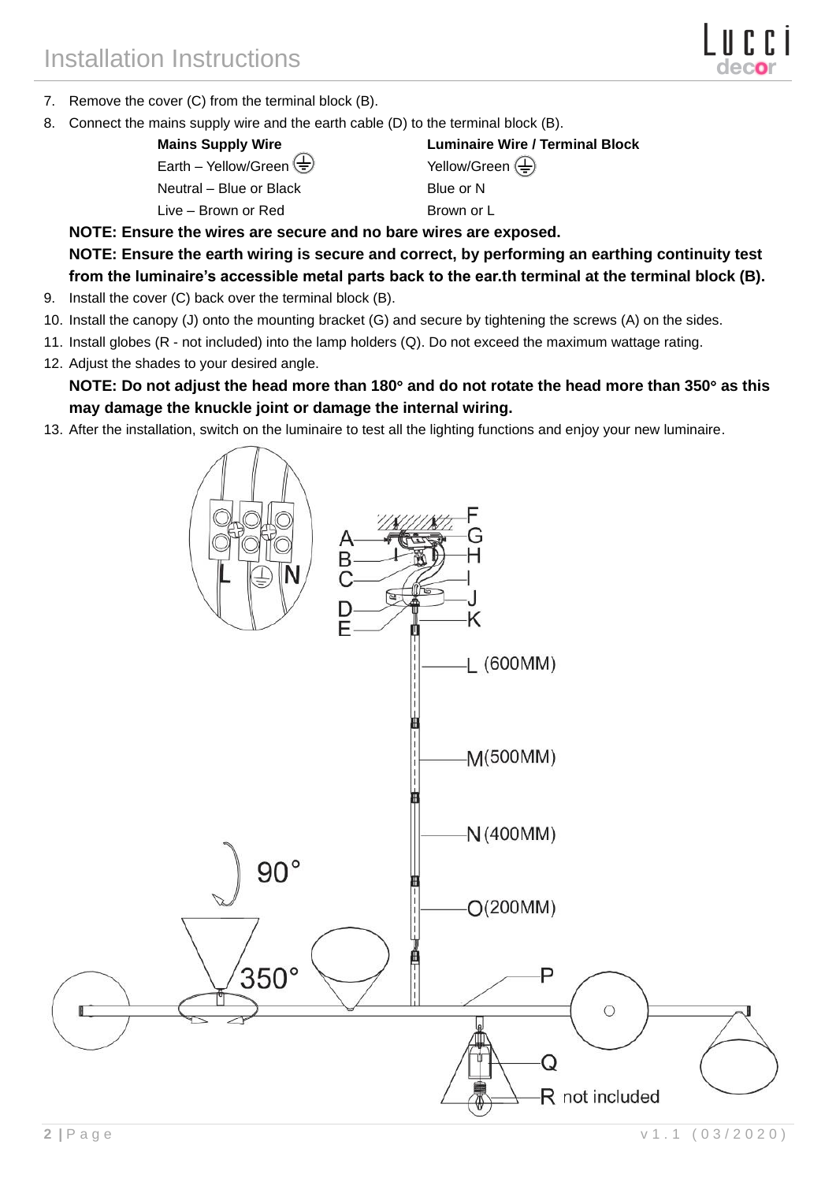7. Remove the cover (C) from the terminal block (B).
8. Connect the mains supply wire and the earth cable (D) to the terminal block (B).

| **Mains Supply Wire** | **Luminaire Wire / Terminal Block** |
|---|---|
| Earth – Yellow/Green ⏚ | Yellow/Green ⏚ |
| Neutral – Blue or Black | Blue or N |
| Live – Brown or Red | Brown or L |

**NOTE: Ensure the wires are secure and no bare wires are exposed.**

**NOTE: Ensure the earth wiring is secure and correct, by performing an earthing continuity test from the luminaire's accessible metal parts back to the ear.th terminal at the terminal block (B).**

9. Install the cover (C) back over the terminal block (B).
10. Install the canopy (J) onto the mounting bracket (G) and secure by tightening the screws (A) on the sides.
11. Install globes (R - not included) into the lamp holders (Q). Do not exceed the maximum wattage rating.
12. Adjust the shades to your desired angle.

**NOTE: Do not adjust the head more than 180° and do not rotate the head more than 350° as this may damage the knuckle joint or damage the internal wiring.**

13. After the installation, switch on the luminaire to test all the lighting functions and enjoy your new luminaire.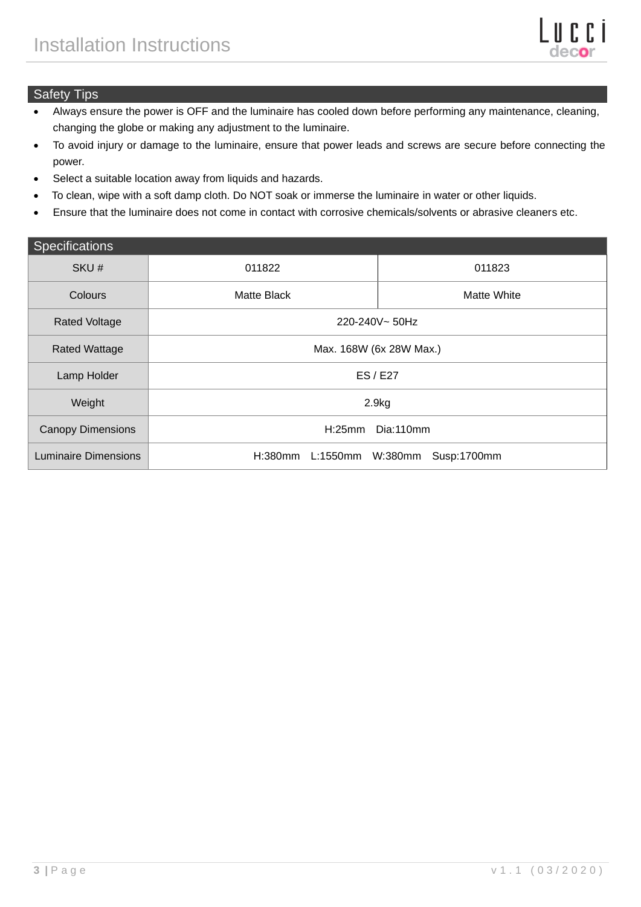## Safety Tips

- Always ensure the power is OFF and the luminaire has cooled down before performing any maintenance, cleaning, changing the globe or making any adjustment to the luminaire.
- To avoid injury or damage to the luminaire, ensure that power leads and screws are secure before connecting the power.
- Select a suitable location away from liquids and hazards.
- To clean, wipe with a soft damp cloth. Do NOT soak or immerse the luminaire in water or other liquids.
- Ensure that the luminaire does not come in contact with corrosive chemicals/solvents or abrasive cleaners etc.

## Specifications

| SKU # | 011822 | 011823 |
|---|---|---|
| Colours | Matte Black | Matte White |
| Rated Voltage | 220-240V~ 50Hz | |
| Rated Wattage | Max. 168W (6x 28W Max.) | |
| Lamp Holder | ES / E27 | |
| Weight | 2.9kg | |
| Canopy Dimensions | H:25mm Dia:110mm | |
| Luminaire Dimensions | H:380mm L:1550mm W:380mm Susp:1700mm | |